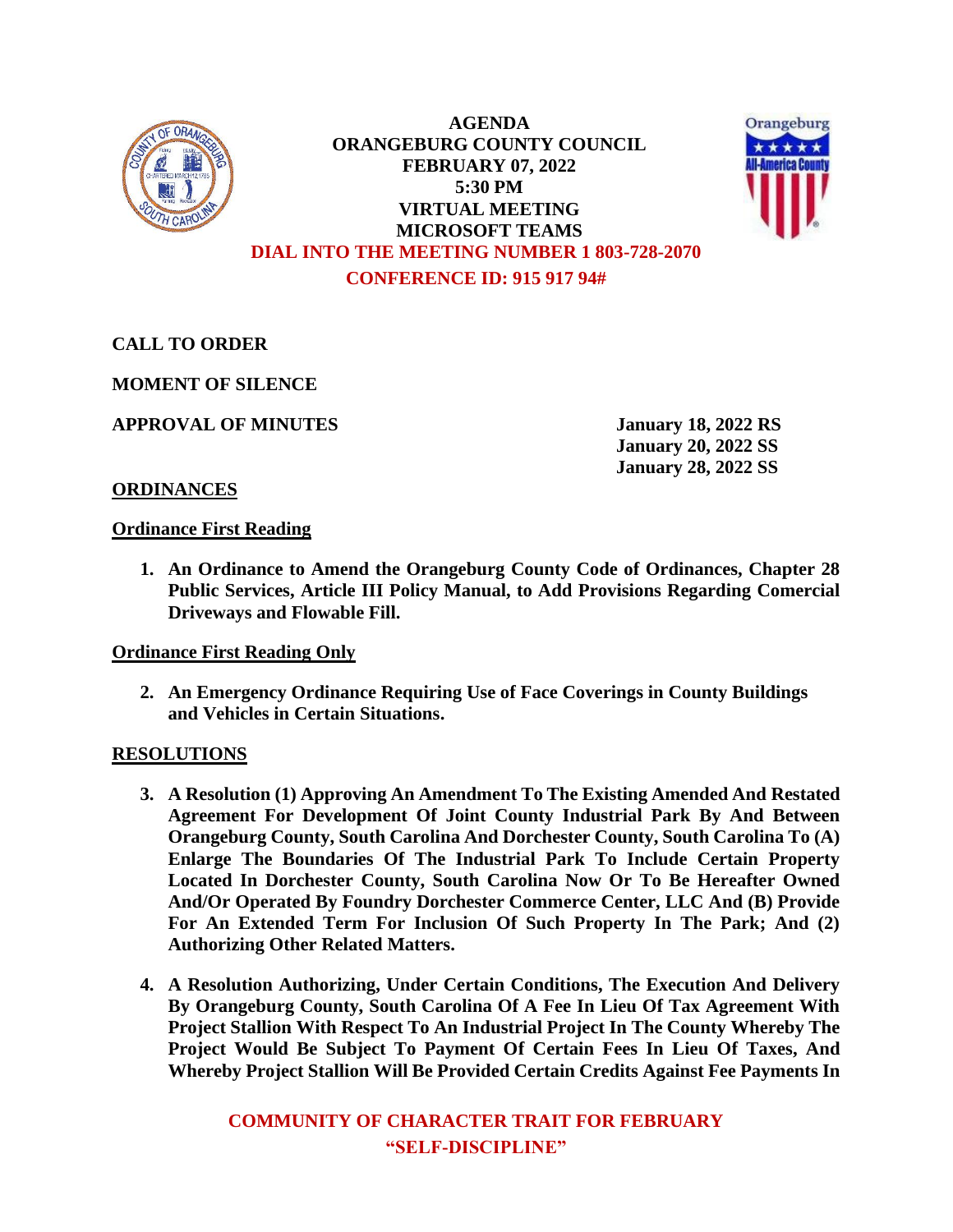# AGENDA
## ORANGEBURG COUNTY COUNCIL
## FEBRUARY 07, 2022
## 5:30 PM
## VIRTUAL MEETING
## MICROSOFT TEAMS

**DIAL INTO THE MEETING NUMBER 1 803-728-2070**

**CONFERENCE ID: 915 917 94#**

**CALL TO ORDER**

**MOMENT OF SILENCE**

**APPROVAL OF MINUTES**

**January 18, 2022 RS**
**January 20, 2022 SS**
**January 28, 2022 SS**

**ORDINANCES**

**Ordinance First Reading**

1. **An Ordinance to Amend the Orangeburg County Code of Ordinances, Chapter 28 Public Services, Article III Policy Manual, to Add Provisions Regarding Comercial Driveways and Flowable Fill.**

**Ordinance First Reading Only**

2. **An Emergency Ordinance Requiring Use of Face Coverings in County Buildings and Vehicles in Certain Situations.**

**RESOLUTIONS**

3. **A Resolution (1) Approving An Amendment To The Existing Amended And Restated Agreement For Development Of Joint County Industrial Park By And Between Orangeburg County, South Carolina And Dorchester County, South Carolina To (A) Enlarge The Boundaries Of The Industrial Park To Include Certain Property Located In Dorchester County, South Carolina Now Or To Be Hereafter Owned And/Or Operated By Foundry Dorchester Commerce Center, LLC And (B) Provide For An Extended Term For Inclusion Of Such Property In The Park; And (2) Authorizing Other Related Matters.**

4. **A Resolution Authorizing, Under Certain Conditions, The Execution And Delivery By Orangeburg County, South Carolina Of A Fee In Lieu Of Tax Agreement With Project Stallion With Respect To An Industrial Project In The County Whereby The Project Would Be Subject To Payment Of Certain Fees In Lieu Of Taxes, And Whereby Project Stallion Will Be Provided Certain Credits Against Fee Payments In**

**COMMUNITY OF CHARACTER TRAIT FOR FEBRUARY**
**"SELF-DISCIPLINE"**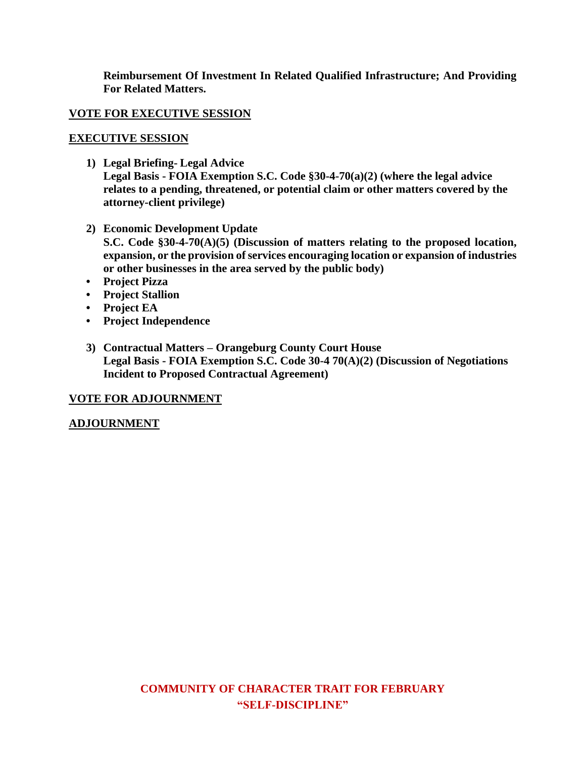**Reimbursement Of Investment In Related Qualified Infrastructure; And Providing For Related Matters.**

## VOTE FOR EXECUTIVE SESSION

## EXECUTIVE SESSION

1) **Legal Briefing- Legal Advice**
   **Legal Basis - FOIA Exemption S.C. Code §30-4-70(a)(2) (where the legal advice relates to a pending, threatened, or potential claim or other matters covered by the attorney-client privilege)**

2) **Economic Development Update**
   **S.C. Code §30-4-70(A)(5) (Discussion of matters relating to the proposed location, expansion, or the provision of services encouraging location or expansion of industries or other businesses in the area served by the public body)**

- **Project Pizza**
- **Project Stallion**
- **Project EA**
- **Project Independence**

3) **Contractual Matters – Orangeburg County Court House**
   **Legal Basis - FOIA Exemption S.C. Code 30-4 70(A)(2) (Discussion of Negotiations Incident to Proposed Contractual Agreement)**

## VOTE FOR ADJOURNMENT

## ADJOURNMENT

**COMMUNITY OF CHARACTER TRAIT FOR FEBRUARY**
**"SELF-DISCIPLINE"**